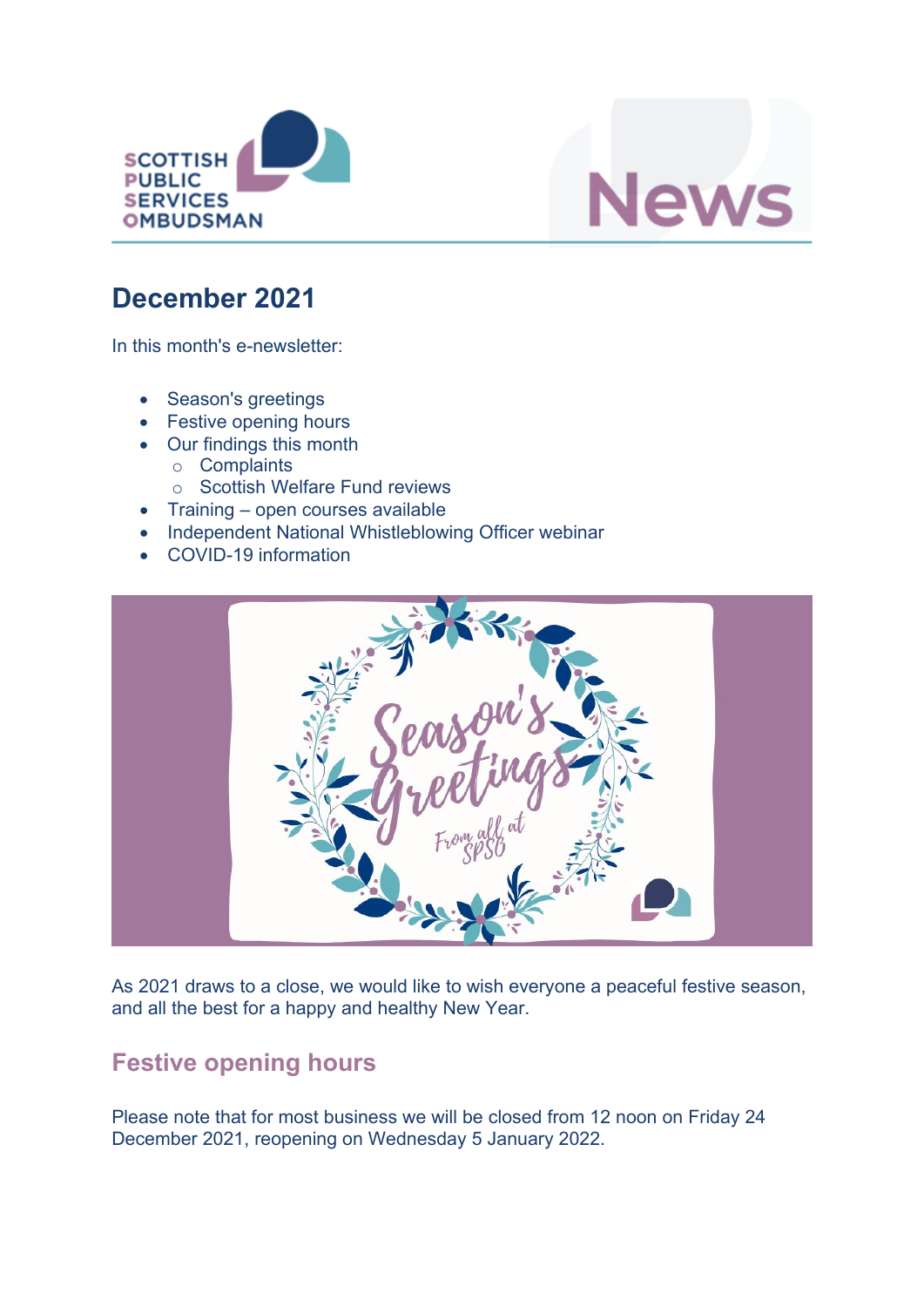SCOTTISH PUBLIC SERVICES OMBUDSMAN

News

## December 2021

In this month's e-newsletter:

- Season's greetings
- Festive opening hours
- Our findings this month
  - Complaints
  - Scottish Welfare Fund reviews
- Training – open courses available
- Independent National Whistleblowing Officer webinar
- COVID-19 information

Season's Greetings

From all at SPSO

As 2021 draws to a close, we would like to wish everyone a peaceful festive season, and all the best for a happy and healthy New Year.

## Festive opening hours

Please note that for most business we will be closed from 12 noon on Friday 24 December 2021, reopening on Wednesday 5 January 2022.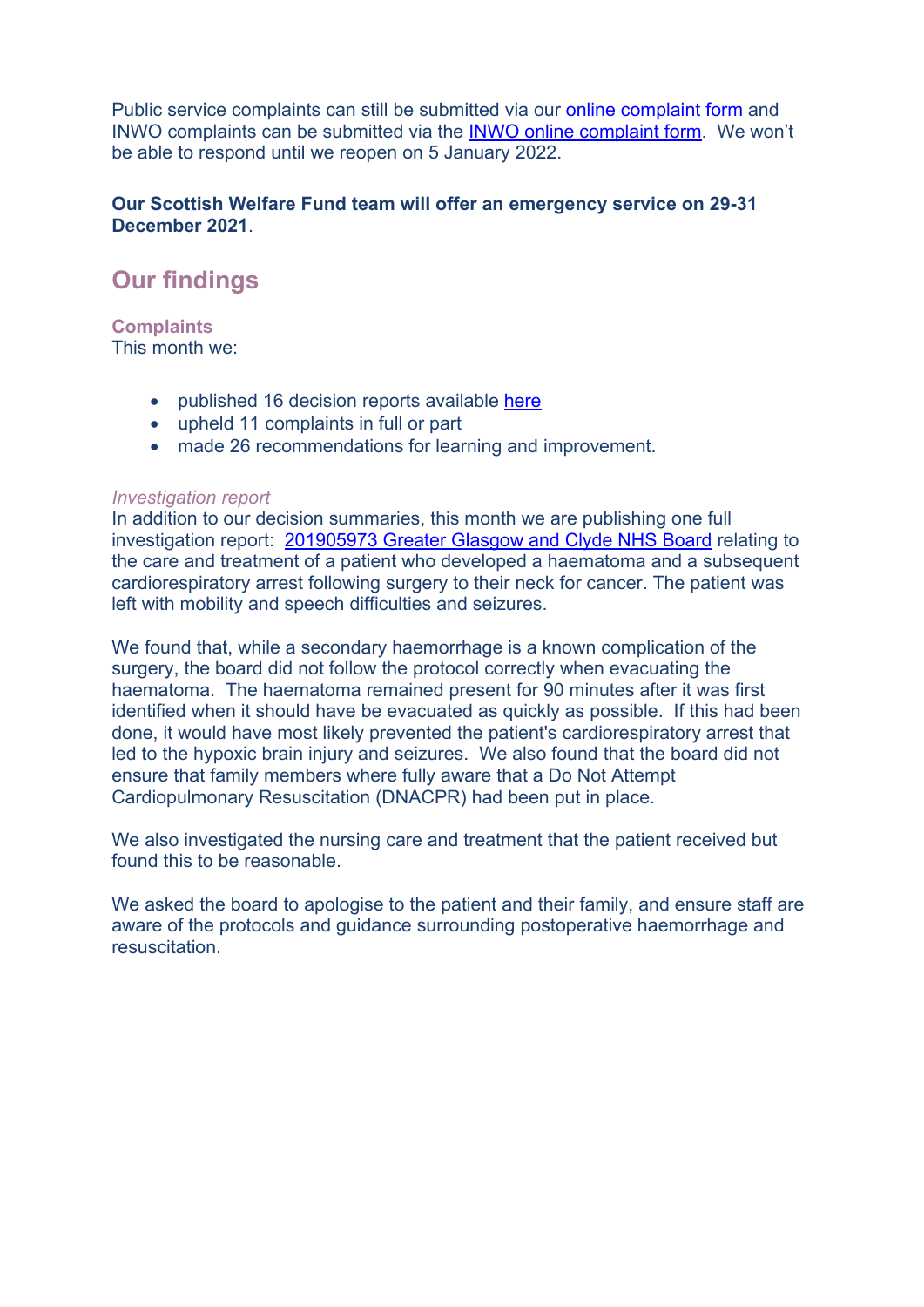Public service complaints can still be submitted via our online complaint form and INWO complaints can be submitted via the INWO online complaint form. We won't be able to respond until we reopen on 5 January 2022.

**Our Scottish Welfare Fund team will offer an emergency service on 29-31 December 2021**.

## Our findings

### Complaints

This month we:

- published 16 decision reports available here
- upheld 11 complaints in full or part
- made 26 recommendations for learning and improvement.

*Investigation report*

In addition to our decision summaries, this month we are publishing one full investigation report: 201905973 Greater Glasgow and Clyde NHS Board relating to the care and treatment of a patient who developed a haematoma and a subsequent cardiorespiratory arrest following surgery to their neck for cancer. The patient was left with mobility and speech difficulties and seizures.

We found that, while a secondary haemorrhage is a known complication of the surgery, the board did not follow the protocol correctly when evacuating the haematoma. The haematoma remained present for 90 minutes after it was first identified when it should have be evacuated as quickly as possible. If this had been done, it would have most likely prevented the patient's cardiorespiratory arrest that led to the hypoxic brain injury and seizures. We also found that the board did not ensure that family members where fully aware that a Do Not Attempt Cardiopulmonary Resuscitation (DNACPR) had been put in place.

We also investigated the nursing care and treatment that the patient received but found this to be reasonable.

We asked the board to apologise to the patient and their family, and ensure staff are aware of the protocols and guidance surrounding postoperative haemorrhage and resuscitation.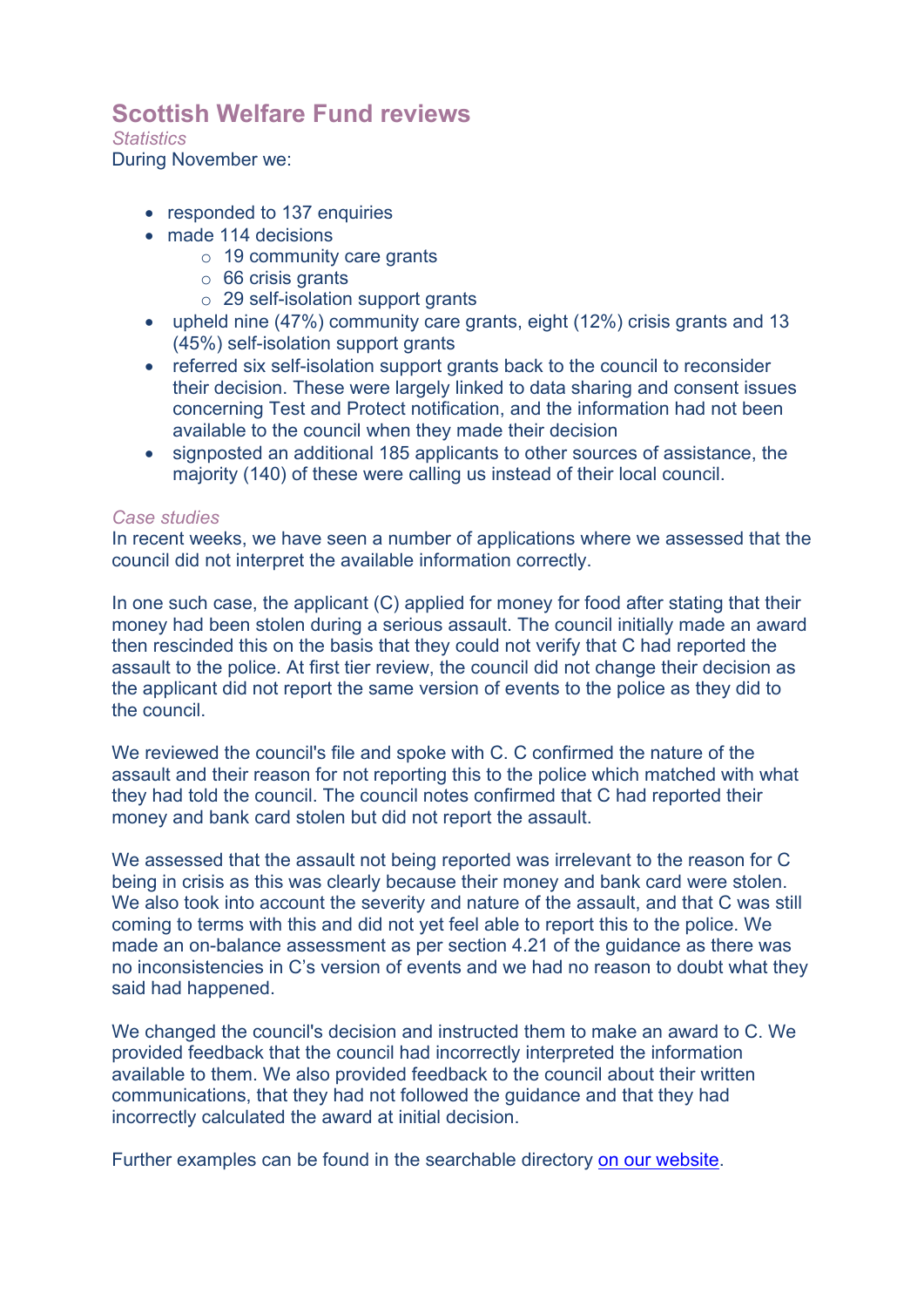## Scottish Welfare Fund reviews

*Statistics*

During November we:

- responded to 137 enquiries
- made 114 decisions
    - 19 community care grants
    - 66 crisis grants
    - 29 self-isolation support grants
- upheld nine (47%) community care grants, eight (12%) crisis grants and 13 (45%) self-isolation support grants
- referred six self-isolation support grants back to the council to reconsider their decision. These were largely linked to data sharing and consent issues concerning Test and Protect notification, and the information had not been available to the council when they made their decision
- signposted an additional 185 applicants to other sources of assistance, the majority (140) of these were calling us instead of their local council.

*Case studies*

In recent weeks, we have seen a number of applications where we assessed that the council did not interpret the available information correctly.

In one such case, the applicant (C) applied for money for food after stating that their money had been stolen during a serious assault. The council initially made an award then rescinded this on the basis that they could not verify that C had reported the assault to the police. At first tier review, the council did not change their decision as the applicant did not report the same version of events to the police as they did to the council.

We reviewed the council's file and spoke with C. C confirmed the nature of the assault and their reason for not reporting this to the police which matched with what they had told the council. The council notes confirmed that C had reported their money and bank card stolen but did not report the assault.

We assessed that the assault not being reported was irrelevant to the reason for C being in crisis as this was clearly because their money and bank card were stolen. We also took into account the severity and nature of the assault, and that C was still coming to terms with this and did not yet feel able to report this to the police. We made an on-balance assessment as per section 4.21 of the guidance as there was no inconsistencies in C's version of events and we had no reason to doubt what they said had happened.

We changed the council's decision and instructed them to make an award to C. We provided feedback that the council had incorrectly interpreted the information available to them. We also provided feedback to the council about their written communications, that they had not followed the guidance and that they had incorrectly calculated the award at initial decision.

Further examples can be found in the searchable directory on our website.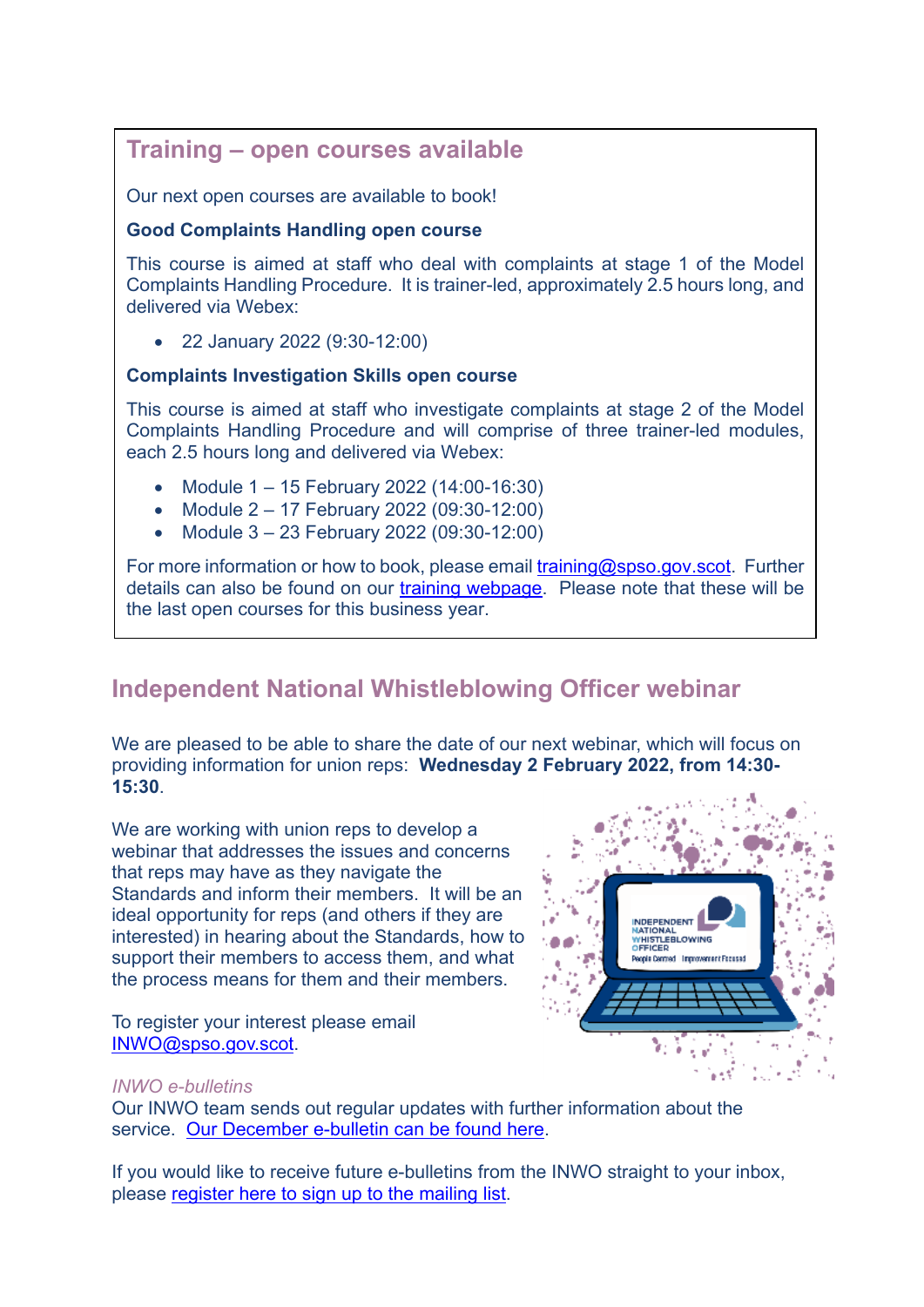## Training – open courses available

Our next open courses are available to book!

**Good Complaints Handling open course**

This course is aimed at staff who deal with complaints at stage 1 of the Model Complaints Handling Procedure. It is trainer-led, approximately 2.5 hours long, and delivered via Webex:

- 22 January 2022 (9:30-12:00)

**Complaints Investigation Skills open course**

This course is aimed at staff who investigate complaints at stage 2 of the Model Complaints Handling Procedure and will comprise of three trainer-led modules, each 2.5 hours long and delivered via Webex:

- Module 1 – 15 February 2022 (14:00-16:30)
- Module 2 – 17 February 2022 (09:30-12:00)
- Module 3 – 23 February 2022 (09:30-12:00)

For more information or how to book, please email training@spso.gov.scot. Further details can also be found on our training webpage. Please note that these will be the last open courses for this business year.

## Independent National Whistleblowing Officer webinar

We are pleased to be able to share the date of our next webinar, which will focus on providing information for union reps: **Wednesday 2 February 2022, from 14:30-15:30**.

We are working with union reps to develop a webinar that addresses the issues and concerns that reps may have as they navigate the Standards and inform their members. It will be an ideal opportunity for reps (and others if they are interested) in hearing about the Standards, how to support their members to access them, and what the process means for them and their members.

To register your interest please email INWO@spso.gov.scot.

*INWO e-bulletins*

Our INWO team sends out regular updates with further information about the service. Our December e-bulletin can be found here.

If you would like to receive future e-bulletins from the INWO straight to your inbox, please register here to sign up to the mailing list.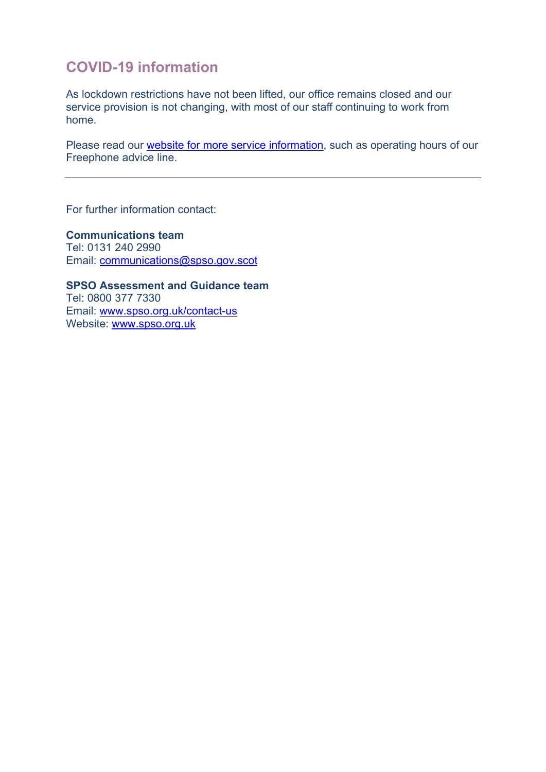## COVID-19 information

As lockdown restrictions have not been lifted, our office remains closed and our service provision is not changing, with most of our staff continuing to work from home.

Please read our website for more service information, such as operating hours of our Freephone advice line.

---

For further information contact:

**Communications team**
Tel: 0131 240 2990
Email: communications@spso.gov.scot

**SPSO Assessment and Guidance team**
Tel: 0800 377 7330
Email: www.spso.org.uk/contact-us
Website: www.spso.org.uk